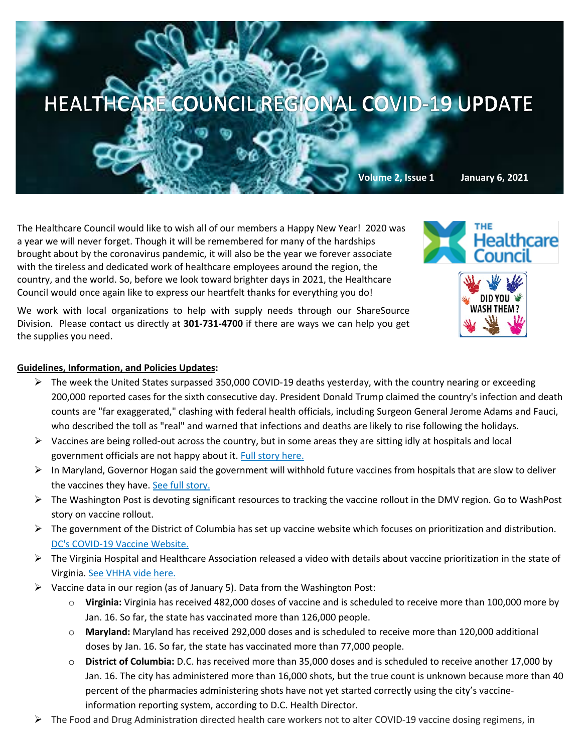# HEALTHCARE COUNCIL REGIONAL COVID-19 UPDATE

**Volume 2, Issue 1** **January 6, 2021**

The Healthcare Council would like to wish all of our members a Happy New Year! 2020 was a year we will never forget. Though it will be remembered for many of the hardships brought about by the coronavirus pandemic, it will also be the year we forever associate with the tireless and dedicated work of healthcare employees around the region, the country, and the world. So, before we look toward brighter days in 2021, the Healthcare Council would once again like to express our heartfelt thanks for everything you do!

We work with local organizations to help with supply needs through our ShareSource Division. Please contact us directly at **301-731-4700** if there are ways we can help you get the supplies you need.

**Guidelines, Information, and Policies Updates:**

- The week the United States surpassed 350,000 COVID-19 deaths yesterday, with the country nearing or exceeding 200,000 reported cases for the sixth consecutive day. President Donald Trump claimed the country's infection and death counts are "far exaggerated," clashing with federal health officials, including Surgeon General Jerome Adams and Fauci, who described the toll as "real" and warned that infections and deaths are likely to rise following the holidays.
- Vaccines are being rolled-out across the country, but in some areas they are sitting idly at hospitals and local government officials are not happy about it. Full story here.
- In Maryland, Governor Hogan said the government will withhold future vaccines from hospitals that are slow to deliver the vaccines they have. See full story.
- The Washington Post is devoting significant resources to tracking the vaccine rollout in the DMV region. Go to WashPost story on vaccine rollout.
- The government of the District of Columbia has set up vaccine website which focuses on prioritization and distribution. DC's COVID-19 Vaccine Website.
- The Virginia Hospital and Healthcare Association released a video with details about vaccine prioritization in the state of Virginia. See VHHA vide here.
- Vaccine data in our region (as of January 5). Data from the Washington Post:
  - **Virginia:** Virginia has received 482,000 doses of vaccine and is scheduled to receive more than 100,000 more by Jan. 16. So far, the state has vaccinated more than 126,000 people.
  - **Maryland:** Maryland has received 292,000 doses and is scheduled to receive more than 120,000 additional doses by Jan. 16. So far, the state has vaccinated more than 77,000 people.
  - **District of Columbia:** D.C. has received more than 35,000 doses and is scheduled to receive another 17,000 by Jan. 16. The city has administered more than 16,000 shots, but the true count is unknown because more than 40 percent of the pharmacies administering shots have not yet started correctly using the city's vaccine-information reporting system, according to D.C. Health Director.
- The Food and Drug Administration directed health care workers not to alter COVID-19 vaccine dosing regimens, in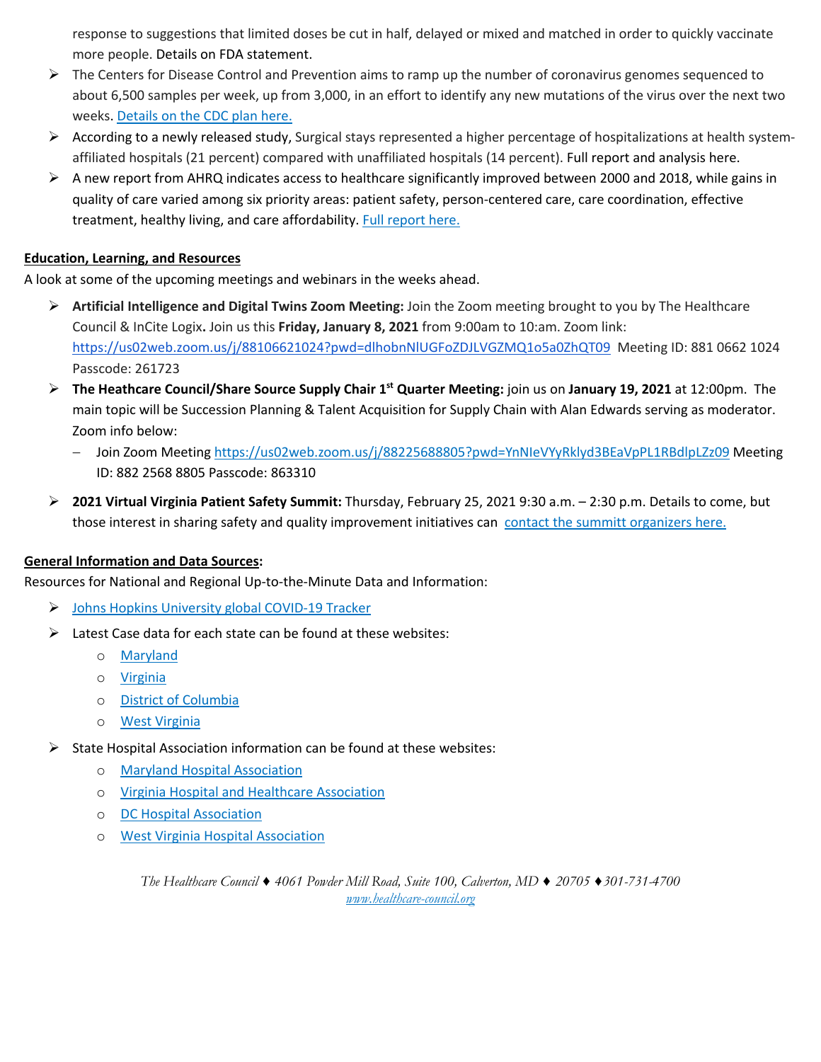response to suggestions that limited doses be cut in half, delayed or mixed and matched in order to quickly vaccinate more people. Details on FDA statement.

- The Centers for Disease Control and Prevention aims to ramp up the number of coronavirus genomes sequenced to about 6,500 samples per week, up from 3,000, in an effort to identify any new mutations of the virus over the next two weeks. Details on the CDC plan here.
- According to a newly released study, Surgical stays represented a higher percentage of hospitalizations at health system-affiliated hospitals (21 percent) compared with unaffiliated hospitals (14 percent). Full report and analysis here.
- A new report from AHRQ indicates access to healthcare significantly improved between 2000 and 2018, while gains in quality of care varied among six priority areas: patient safety, person-centered care, care coordination, effective treatment, healthy living, and care affordability. Full report here.

**Education, Learning, and Resources**

A look at some of the upcoming meetings and webinars in the weeks ahead.

- **Artificial Intelligence and Digital Twins Zoom Meeting:** Join the Zoom meeting brought to you by The Healthcare Council & InCite Logix**.** Join us this **Friday, January 8, 2021** from 9:00am to 10:am. Zoom link: https://us02web.zoom.us/j/88106621024?pwd=dlhobnNlUGFoZDJLVGZMQ1o5a0ZhQT09 Meeting ID: 881 0662 1024 Passcode: 261723
- **The Heathcare Council/Share Source Supply Chair 1st Quarter Meeting:** join us on **January 19, 2021** at 12:00pm. The main topic will be Succession Planning & Talent Acquisition for Supply Chain with Alan Edwards serving as moderator. Zoom info below:
  - Join Zoom Meeting https://us02web.zoom.us/j/88225688805?pwd=YnNIeVYyRklyd3BEaVpPL1RBdlpLZz09 Meeting ID: 882 2568 8805 Passcode: 863310
- **2021 Virtual Virginia Patient Safety Summit:** Thursday, February 25, 2021 9:30 a.m. – 2:30 p.m. Details to come, but those interest in sharing safety and quality improvement initiatives can contact the summitt organizers here.

**General Information and Data Sources:**

Resources for National and Regional Up-to-the-Minute Data and Information:

- Johns Hopkins University global COVID-19 Tracker
- Latest Case data for each state can be found at these websites:
  - Maryland
  - Virginia
  - District of Columbia
  - West Virginia
- State Hospital Association information can be found at these websites:
  - Maryland Hospital Association
  - Virginia Hospital and Healthcare Association
  - DC Hospital Association
  - West Virginia Hospital Association

*The Healthcare Council ♦ 4061 Powder Mill Road, Suite 100, Calverton, MD ♦ 20705 ♦301-731-4700*
*www.healthcare-council.org*